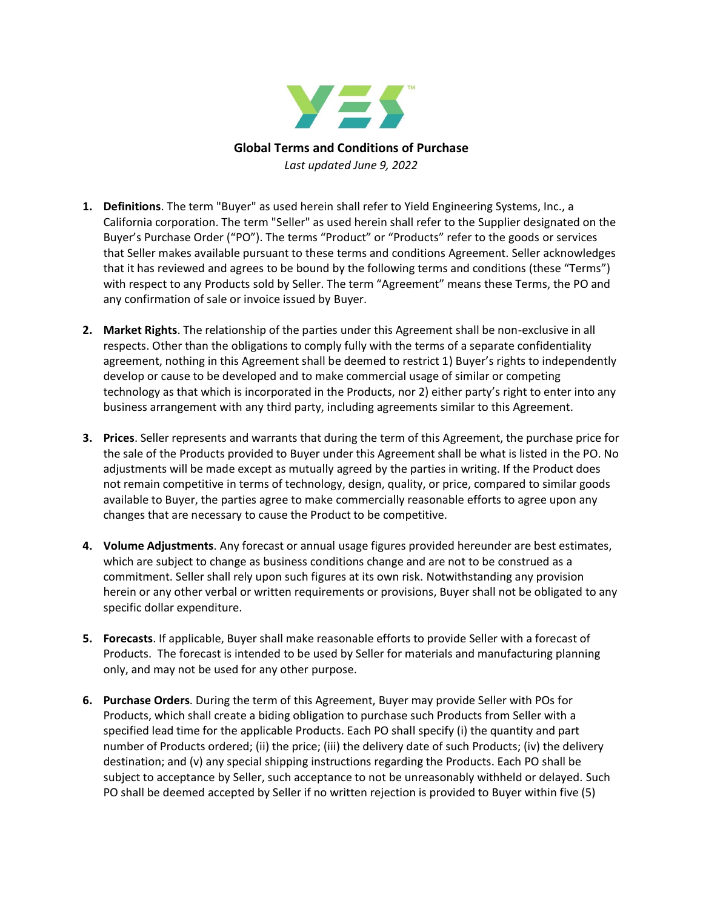## Global Terms and Conditions of Purchase

*Last updated June 9, 2022*

1. **Definitions**. The term "Buyer" as used herein shall refer to Yield Engineering Systems, Inc., a California corporation. The term "Seller" as used herein shall refer to the Supplier designated on the Buyer's Purchase Order ("PO"). The terms "Product" or "Products" refer to the goods or services that Seller makes available pursuant to these terms and conditions Agreement. Seller acknowledges that it has reviewed and agrees to be bound by the following terms and conditions (these "Terms") with respect to any Products sold by Seller. The term "Agreement" means these Terms, the PO and any confirmation of sale or invoice issued by Buyer.

2. **Market Rights**. The relationship of the parties under this Agreement shall be non-exclusive in all respects. Other than the obligations to comply fully with the terms of a separate confidentiality agreement, nothing in this Agreement shall be deemed to restrict 1) Buyer's rights to independently develop or cause to be developed and to make commercial usage of similar or competing technology as that which is incorporated in the Products, nor 2) either party's right to enter into any business arrangement with any third party, including agreements similar to this Agreement.

3. **Prices**. Seller represents and warrants that during the term of this Agreement, the purchase price for the sale of the Products provided to Buyer under this Agreement shall be what is listed in the PO. No adjustments will be made except as mutually agreed by the parties in writing. If the Product does not remain competitive in terms of technology, design, quality, or price, compared to similar goods available to Buyer, the parties agree to make commercially reasonable efforts to agree upon any changes that are necessary to cause the Product to be competitive.

4. **Volume Adjustments**. Any forecast or annual usage figures provided hereunder are best estimates, which are subject to change as business conditions change and are not to be construed as a commitment. Seller shall rely upon such figures at its own risk. Notwithstanding any provision herein or any other verbal or written requirements or provisions, Buyer shall not be obligated to any specific dollar expenditure.

5. **Forecasts**. If applicable, Buyer shall make reasonable efforts to provide Seller with a forecast of Products. The forecast is intended to be used by Seller for materials and manufacturing planning only, and may not be used for any other purpose.

6. **Purchase Orders**. During the term of this Agreement, Buyer may provide Seller with POs for Products, which shall create a biding obligation to purchase such Products from Seller with a specified lead time for the applicable Products. Each PO shall specify (i) the quantity and part number of Products ordered; (ii) the price; (iii) the delivery date of such Products; (iv) the delivery destination; and (v) any special shipping instructions regarding the Products. Each PO shall be subject to acceptance by Seller, such acceptance to not be unreasonably withheld or delayed. Such PO shall be deemed accepted by Seller if no written rejection is provided to Buyer within five (5)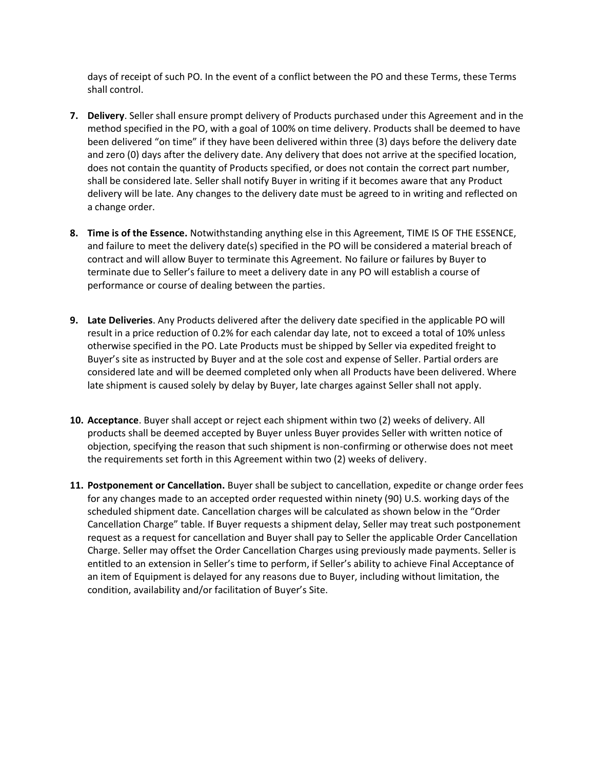days of receipt of such PO. In the event of a conflict between the PO and these Terms, these Terms shall control.

7. **Delivery**. Seller shall ensure prompt delivery of Products purchased under this Agreement and in the method specified in the PO, with a goal of 100% on time delivery. Products shall be deemed to have been delivered "on time" if they have been delivered within three (3) days before the delivery date and zero (0) days after the delivery date. Any delivery that does not arrive at the specified location, does not contain the quantity of Products specified, or does not contain the correct part number, shall be considered late. Seller shall notify Buyer in writing if it becomes aware that any Product delivery will be late. Any changes to the delivery date must be agreed to in writing and reflected on a change order.

8. **Time is of the Essence.** Notwithstanding anything else in this Agreement, TIME IS OF THE ESSENCE, and failure to meet the delivery date(s) specified in the PO will be considered a material breach of contract and will allow Buyer to terminate this Agreement. No failure or failures by Buyer to terminate due to Seller's failure to meet a delivery date in any PO will establish a course of performance or course of dealing between the parties.

9. **Late Deliveries**. Any Products delivered after the delivery date specified in the applicable PO will result in a price reduction of 0.2% for each calendar day late, not to exceed a total of 10% unless otherwise specified in the PO. Late Products must be shipped by Seller via expedited freight to Buyer's site as instructed by Buyer and at the sole cost and expense of Seller. Partial orders are considered late and will be deemed completed only when all Products have been delivered. Where late shipment is caused solely by delay by Buyer, late charges against Seller shall not apply.

10. **Acceptance**. Buyer shall accept or reject each shipment within two (2) weeks of delivery. All products shall be deemed accepted by Buyer unless Buyer provides Seller with written notice of objection, specifying the reason that such shipment is non-confirming or otherwise does not meet the requirements set forth in this Agreement within two (2) weeks of delivery.

11. **Postponement or Cancellation.** Buyer shall be subject to cancellation, expedite or change order fees for any changes made to an accepted order requested within ninety (90) U.S. working days of the scheduled shipment date. Cancellation charges will be calculated as shown below in the "Order Cancellation Charge" table. If Buyer requests a shipment delay, Seller may treat such postponement request as a request for cancellation and Buyer shall pay to Seller the applicable Order Cancellation Charge. Seller may offset the Order Cancellation Charges using previously made payments. Seller is entitled to an extension in Seller's time to perform, if Seller's ability to achieve Final Acceptance of an item of Equipment is delayed for any reasons due to Buyer, including without limitation, the condition, availability and/or facilitation of Buyer's Site.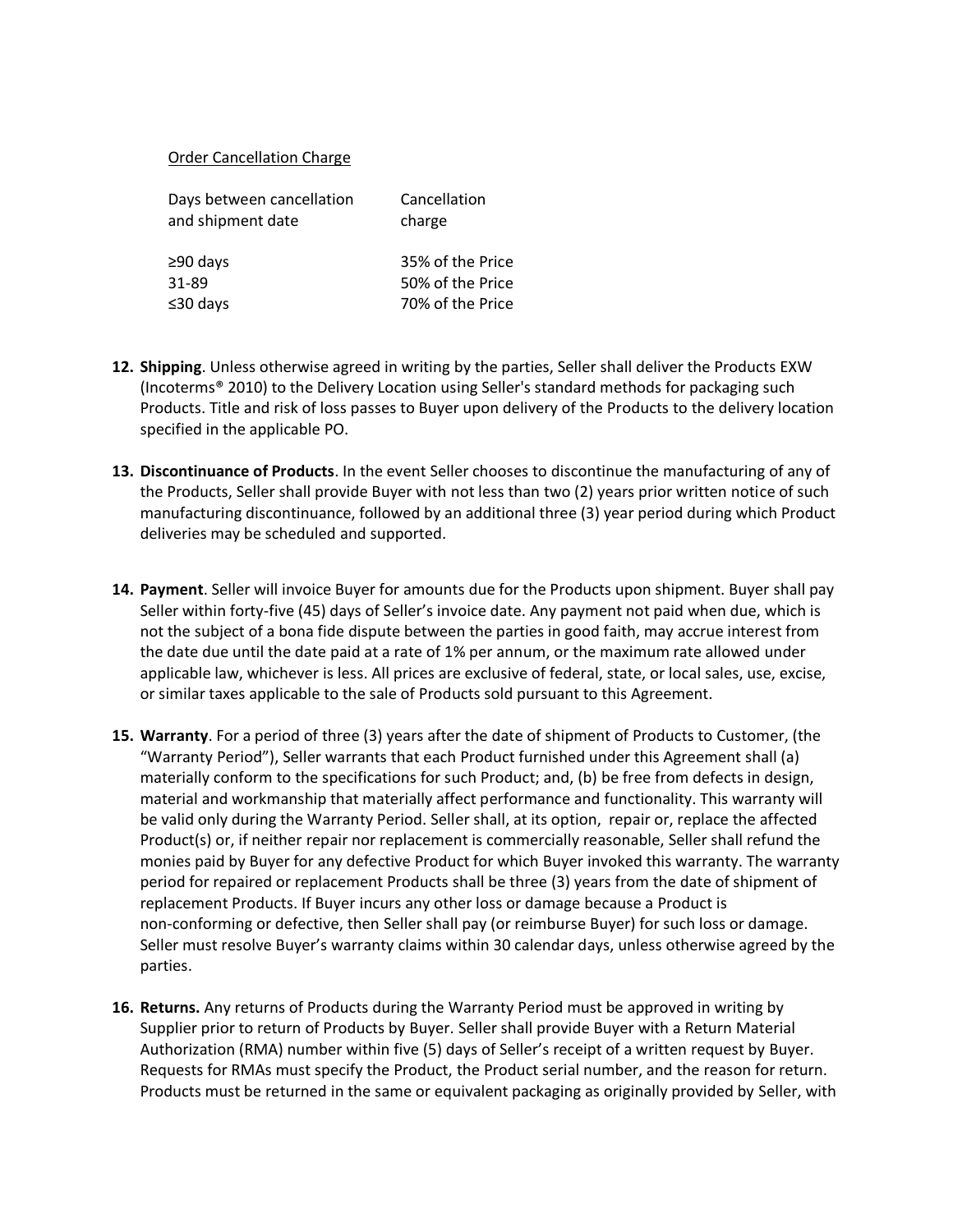Order Cancellation Charge

| Days between cancellation and shipment date | Cancellation charge |
|---|---|
| ≥90 days | 35% of the Price |
| 31-89 | 50% of the Price |
| ≤30 days | 70% of the Price |

12. **Shipping**. Unless otherwise agreed in writing by the parties, Seller shall deliver the Products EXW (Incoterms® 2010) to the Delivery Location using Seller's standard methods for packaging such Products. Title and risk of loss passes to Buyer upon delivery of the Products to the delivery location specified in the applicable PO.

13. **Discontinuance of Products**. In the event Seller chooses to discontinue the manufacturing of any of the Products, Seller shall provide Buyer with not less than two (2) years prior written notice of such manufacturing discontinuance, followed by an additional three (3) year period during which Product deliveries may be scheduled and supported.

14. **Payment**. Seller will invoice Buyer for amounts due for the Products upon shipment. Buyer shall pay Seller within forty-five (45) days of Seller's invoice date. Any payment not paid when due, which is not the subject of a bona fide dispute between the parties in good faith, may accrue interest from the date due until the date paid at a rate of 1% per annum, or the maximum rate allowed under applicable law, whichever is less. All prices are exclusive of federal, state, or local sales, use, excise, or similar taxes applicable to the sale of Products sold pursuant to this Agreement.

15. **Warranty**. For a period of three (3) years after the date of shipment of Products to Customer, (the "Warranty Period"), Seller warrants that each Product furnished under this Agreement shall (a) materially conform to the specifications for such Product; and, (b) be free from defects in design, material and workmanship that materially affect performance and functionality. This warranty will be valid only during the Warranty Period. Seller shall, at its option, repair or, replace the affected Product(s) or, if neither repair nor replacement is commercially reasonable, Seller shall refund the monies paid by Buyer for any defective Product for which Buyer invoked this warranty. The warranty period for repaired or replacement Products shall be three (3) years from the date of shipment of replacement Products. If Buyer incurs any other loss or damage because a Product is non-conforming or defective, then Seller shall pay (or reimburse Buyer) for such loss or damage. Seller must resolve Buyer's warranty claims within 30 calendar days, unless otherwise agreed by the parties.

16. **Returns.** Any returns of Products during the Warranty Period must be approved in writing by Supplier prior to return of Products by Buyer. Seller shall provide Buyer with a Return Material Authorization (RMA) number within five (5) days of Seller's receipt of a written request by Buyer. Requests for RMAs must specify the Product, the Product serial number, and the reason for return. Products must be returned in the same or equivalent packaging as originally provided by Seller, with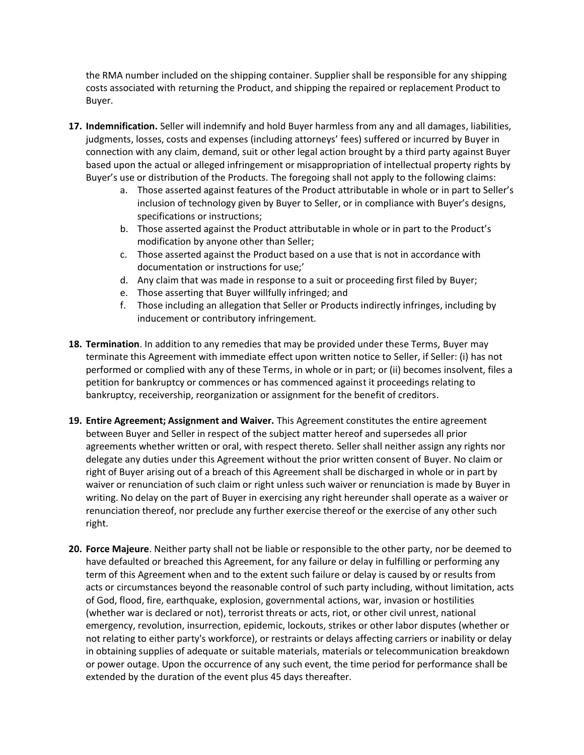the RMA number included on the shipping container. Supplier shall be responsible for any shipping costs associated with returning the Product, and shipping the repaired or replacement Product to Buyer.

17. **Indemnification.** Seller will indemnify and hold Buyer harmless from any and all damages, liabilities, judgments, losses, costs and expenses (including attorneys' fees) suffered or incurred by Buyer in connection with any claim, demand, suit or other legal action brought by a third party against Buyer based upon the actual or alleged infringement or misappropriation of intellectual property rights by Buyer's use or distribution of the Products. The foregoing shall not apply to the following claims:
    a. Those asserted against features of the Product attributable in whole or in part to Seller's inclusion of technology given by Buyer to Seller, or in compliance with Buyer's designs, specifications or instructions;
    b. Those asserted against the Product attributable in whole or in part to the Product's modification by anyone other than Seller;
    c. Those asserted against the Product based on a use that is not in accordance with documentation or instructions for use;'
    d. Any claim that was made in response to a suit or proceeding first filed by Buyer;
    e. Those asserting that Buyer willfully infringed; and
    f. Those including an allegation that Seller or Products indirectly infringes, including by inducement or contributory infringement.

18. **Termination**. In addition to any remedies that may be provided under these Terms, Buyer may terminate this Agreement with immediate effect upon written notice to Seller, if Seller: (i) has not performed or complied with any of these Terms, in whole or in part; or (ii) becomes insolvent, files a petition for bankruptcy or commences or has commenced against it proceedings relating to bankruptcy, receivership, reorganization or assignment for the benefit of creditors.

19. **Entire Agreement; Assignment and Waiver.** This Agreement constitutes the entire agreement between Buyer and Seller in respect of the subject matter hereof and supersedes all prior agreements whether written or oral, with respect thereto. Seller shall neither assign any rights nor delegate any duties under this Agreement without the prior written consent of Buyer. No claim or right of Buyer arising out of a breach of this Agreement shall be discharged in whole or in part by waiver or renunciation of such claim or right unless such waiver or renunciation is made by Buyer in writing. No delay on the part of Buyer in exercising any right hereunder shall operate as a waiver or renunciation thereof, nor preclude any further exercise thereof or the exercise of any other such right.

20. **Force Majeure**. Neither party shall not be liable or responsible to the other party, nor be deemed to have defaulted or breached this Agreement, for any failure or delay in fulfilling or performing any term of this Agreement when and to the extent such failure or delay is caused by or results from acts or circumstances beyond the reasonable control of such party including, without limitation, acts of God, flood, fire, earthquake, explosion, governmental actions, war, invasion or hostilities (whether war is declared or not), terrorist threats or acts, riot, or other civil unrest, national emergency, revolution, insurrection, epidemic, lockouts, strikes or other labor disputes (whether or not relating to either party's workforce), or restraints or delays affecting carriers or inability or delay in obtaining supplies of adequate or suitable materials, materials or telecommunication breakdown or power outage. Upon the occurrence of any such event, the time period for performance shall be extended by the duration of the event plus 45 days thereafter.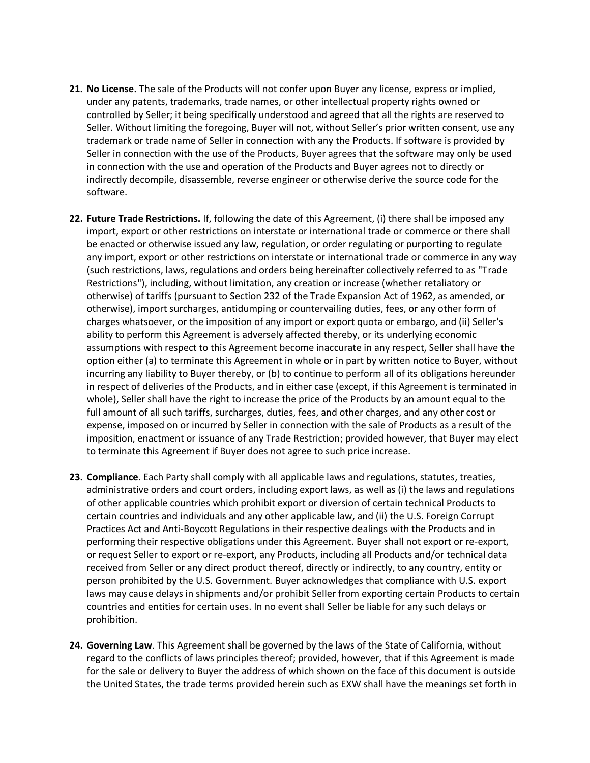21. **No License.** The sale of the Products will not confer upon Buyer any license, express or implied, under any patents, trademarks, trade names, or other intellectual property rights owned or controlled by Seller; it being specifically understood and agreed that all the rights are reserved to Seller. Without limiting the foregoing, Buyer will not, without Seller's prior written consent, use any trademark or trade name of Seller in connection with any the Products. If software is provided by Seller in connection with the use of the Products, Buyer agrees that the software may only be used in connection with the use and operation of the Products and Buyer agrees not to directly or indirectly decompile, disassemble, reverse engineer or otherwise derive the source code for the software.

22. **Future Trade Restrictions.** If, following the date of this Agreement, (i) there shall be imposed any import, export or other restrictions on interstate or international trade or commerce or there shall be enacted or otherwise issued any law, regulation, or order regulating or purporting to regulate any import, export or other restrictions on interstate or international trade or commerce in any way (such restrictions, laws, regulations and orders being hereinafter collectively referred to as "Trade Restrictions"), including, without limitation, any creation or increase (whether retaliatory or otherwise) of tariffs (pursuant to Section 232 of the Trade Expansion Act of 1962, as amended, or otherwise), import surcharges, antidumping or countervailing duties, fees, or any other form of charges whatsoever, or the imposition of any import or export quota or embargo, and (ii) Seller's ability to perform this Agreement is adversely affected thereby, or its underlying economic assumptions with respect to this Agreement become inaccurate in any respect, Seller shall have the option either (a) to terminate this Agreement in whole or in part by written notice to Buyer, without incurring any liability to Buyer thereby, or (b) to continue to perform all of its obligations hereunder in respect of deliveries of the Products, and in either case (except, if this Agreement is terminated in whole), Seller shall have the right to increase the price of the Products by an amount equal to the full amount of all such tariffs, surcharges, duties, fees, and other charges, and any other cost or expense, imposed on or incurred by Seller in connection with the sale of Products as a result of the imposition, enactment or issuance of any Trade Restriction; provided however, that Buyer may elect to terminate this Agreement if Buyer does not agree to such price increase.

23. **Compliance**. Each Party shall comply with all applicable laws and regulations, statutes, treaties, administrative orders and court orders, including export laws, as well as (i) the laws and regulations of other applicable countries which prohibit export or diversion of certain technical Products to certain countries and individuals and any other applicable law, and (ii) the U.S. Foreign Corrupt Practices Act and Anti-Boycott Regulations in their respective dealings with the Products and in performing their respective obligations under this Agreement. Buyer shall not export or re-export, or request Seller to export or re-export, any Products, including all Products and/or technical data received from Seller or any direct product thereof, directly or indirectly, to any country, entity or person prohibited by the U.S. Government. Buyer acknowledges that compliance with U.S. export laws may cause delays in shipments and/or prohibit Seller from exporting certain Products to certain countries and entities for certain uses. In no event shall Seller be liable for any such delays or prohibition.

24. **Governing Law**. This Agreement shall be governed by the laws of the State of California, without regard to the conflicts of laws principles thereof; provided, however, that if this Agreement is made for the sale or delivery to Buyer the address of which shown on the face of this document is outside the United States, the trade terms provided herein such as EXW shall have the meanings set forth in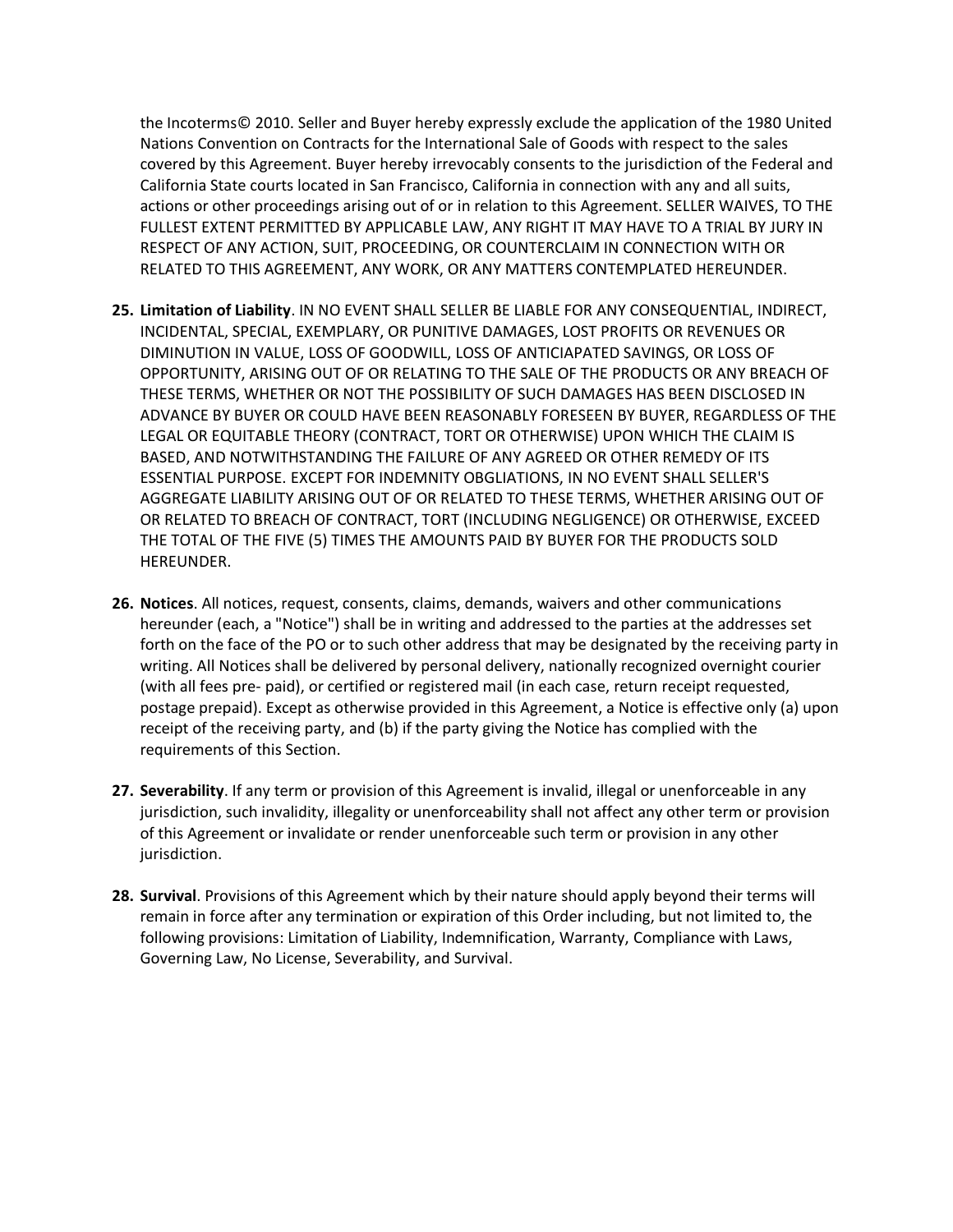the Incoterms© 2010. Seller and Buyer hereby expressly exclude the application of the 1980 United Nations Convention on Contracts for the International Sale of Goods with respect to the sales covered by this Agreement. Buyer hereby irrevocably consents to the jurisdiction of the Federal and California State courts located in San Francisco, California in connection with any and all suits, actions or other proceedings arising out of or in relation to this Agreement. SELLER WAIVES, TO THE FULLEST EXTENT PERMITTED BY APPLICABLE LAW, ANY RIGHT IT MAY HAVE TO A TRIAL BY JURY IN RESPECT OF ANY ACTION, SUIT, PROCEEDING, OR COUNTERCLAIM IN CONNECTION WITH OR RELATED TO THIS AGREEMENT, ANY WORK, OR ANY MATTERS CONTEMPLATED HEREUNDER.

25. **Limitation of Liability**. IN NO EVENT SHALL SELLER BE LIABLE FOR ANY CONSEQUENTIAL, INDIRECT, INCIDENTAL, SPECIAL, EXEMPLARY, OR PUNITIVE DAMAGES, LOST PROFITS OR REVENUES OR DIMINUTION IN VALUE, LOSS OF GOODWILL, LOSS OF ANTICIAPATED SAVINGS, OR LOSS OF OPPORTUNITY, ARISING OUT OF OR RELATING TO THE SALE OF THE PRODUCTS OR ANY BREACH OF THESE TERMS, WHETHER OR NOT THE POSSIBILITY OF SUCH DAMAGES HAS BEEN DISCLOSED IN ADVANCE BY BUYER OR COULD HAVE BEEN REASONABLY FORESEEN BY BUYER, REGARDLESS OF THE LEGAL OR EQUITABLE THEORY (CONTRACT, TORT OR OTHERWISE) UPON WHICH THE CLAIM IS BASED, AND NOTWITHSTANDING THE FAILURE OF ANY AGREED OR OTHER REMEDY OF ITS ESSENTIAL PURPOSE. EXCEPT FOR INDEMNITY OBGLIATIONS, IN NO EVENT SHALL SELLER'S AGGREGATE LIABILITY ARISING OUT OF OR RELATED TO THESE TERMS, WHETHER ARISING OUT OF OR RELATED TO BREACH OF CONTRACT, TORT (INCLUDING NEGLIGENCE) OR OTHERWISE, EXCEED THE TOTAL OF THE FIVE (5) TIMES THE AMOUNTS PAID BY BUYER FOR THE PRODUCTS SOLD HEREUNDER.

26. **Notices**. All notices, request, consents, claims, demands, waivers and other communications hereunder (each, a "Notice") shall be in writing and addressed to the parties at the addresses set forth on the face of the PO or to such other address that may be designated by the receiving party in writing. All Notices shall be delivered by personal delivery, nationally recognized overnight courier (with all fees pre- paid), or certified or registered mail (in each case, return receipt requested, postage prepaid). Except as otherwise provided in this Agreement, a Notice is effective only (a) upon receipt of the receiving party, and (b) if the party giving the Notice has complied with the requirements of this Section.

27. **Severability**. If any term or provision of this Agreement is invalid, illegal or unenforceable in any jurisdiction, such invalidity, illegality or unenforceability shall not affect any other term or provision of this Agreement or invalidate or render unenforceable such term or provision in any other jurisdiction.

28. **Survival**. Provisions of this Agreement which by their nature should apply beyond their terms will remain in force after any termination or expiration of this Order including, but not limited to, the following provisions: Limitation of Liability, Indemnification, Warranty, Compliance with Laws, Governing Law, No License, Severability, and Survival.